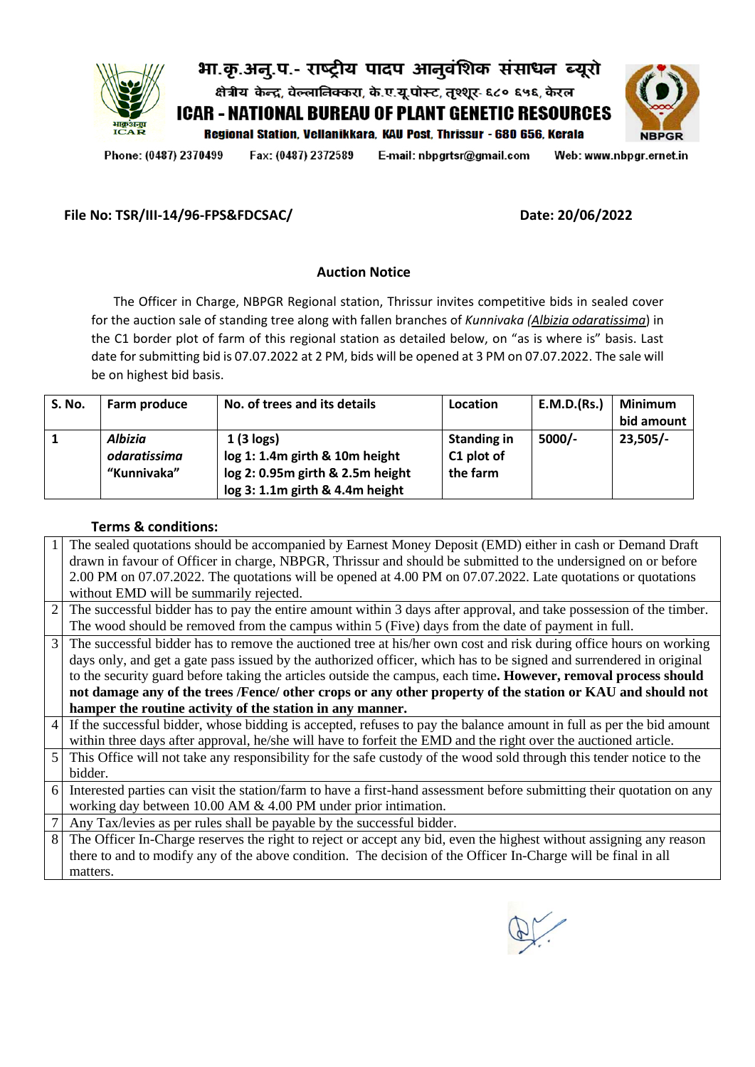भा.कृ.अनु.प.- राष्ट्रीय पादप आनुवंशिक संसाधन ब्यूरो

क्षेत्रीय केन्द्र, वेल्लानिक्करा, के.ए.यू.पोस्ट, तृश्शूर- ६८० ६५६, केरल

**ICAR - NATIONAL BUREAU OF PLANT GENETIC RESOURCES**

**Regional Station, Vellanikkara, KAU Post, Thrissur - 680 656, Kerala**

Phone: (0487) 2370499 Fax: (0487) 2372589 E-mail: nbpgrtsr@gmail.com Web: www.nbpgr.ernet.in

**File No: TSR/III-14/96-FPS&FDCSAC/** **Date: 20/06/2022**

## Auction Notice

The Officer in Charge, NBPGR Regional station, Thrissur invites competitive bids in sealed cover for the auction sale of standing tree along with fallen branches of *Kunnivaka* (*Albizia odaratissima*) in the C1 border plot of farm of this regional station as detailed below, on "as is where is" basis. Last date for submitting bid is 07.07.2022 at 2 PM, bids will be opened at 3 PM on 07.07.2022. The sale will be on highest bid basis.

| S. No. | Farm produce | No. of trees and its details | Location | E.M.D.(Rs.) | Minimum bid amount |
|---|---|---|---|---|---|
| **1** | ***Albizia odaratissima*** **"Kunnivaka"** | **1 (3 logs)**<br>**log 1: 1.4m girth & 10m height**<br>**log 2: 0.95m girth & 2.5m height**<br>**log 3: 1.1m girth & 4.4m height** | **Standing in C1 plot of the farm** | **5000/-** | **23,505/-** |

**Terms & conditions:**

| | |
|---|---|
| 1 | The sealed quotations should be accompanied by Earnest Money Deposit (EMD) either in cash or Demand Draft drawn in favour of Officer in charge, NBPGR, Thrissur and should be submitted to the undersigned on or before 2.00 PM on 07.07.2022. The quotations will be opened at 4.00 PM on 07.07.2022. Late quotations or quotations without EMD will be summarily rejected. |
| 2 | The successful bidder has to pay the entire amount within 3 days after approval, and take possession of the timber. The wood should be removed from the campus within 5 (Five) days from the date of payment in full. |
| 3 | The successful bidder has to remove the auctioned tree at his/her own cost and risk during office hours on working days only, and get a gate pass issued by the authorized officer, which has to be signed and surrendered in original to the security guard before taking the articles outside the campus, each time. **However, removal process should not damage any of the trees /Fence/ other crops or any other property of the station or KAU and should not hamper the routine activity of the station in any manner.** |
| 4 | If the successful bidder, whose bidding is accepted, refuses to pay the balance amount in full as per the bid amount within three days after approval, he/she will have to forfeit the EMD and the right over the auctioned article. |
| 5 | This Office will not take any responsibility for the safe custody of the wood sold through this tender notice to the bidder. |
| 6 | Interested parties can visit the station/farm to have a first-hand assessment before submitting their quotation on any working day between 10.00 AM & 4.00 PM under prior intimation. |
| 7 | Any Tax/levies as per rules shall be payable by the successful bidder. |
| 8 | The Officer In-Charge reserves the right to reject or accept any bid, even the highest without assigning any reason there to and to modify any of the above condition. The decision of the Officer In-Charge will be final in all matters. |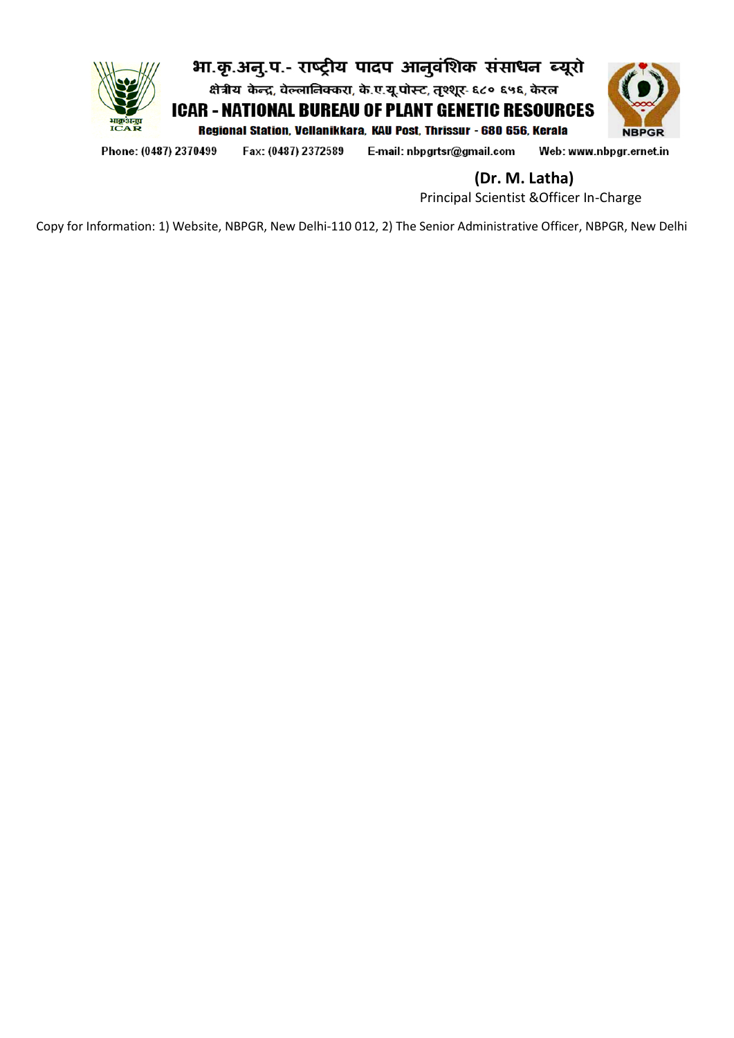भा.कृ.अनु.प.- राष्ट्रीय पादप आनुवंशिक संसाधन ब्यूरो

क्षेत्रीय केन्द्र, वेल्लानिक्करा, के.ए.यू.पोस्ट, तृश्शूर- ६८० ६५६, केरल

**ICAR - NATIONAL BUREAU OF PLANT GENETIC RESOURCES**

**Regional Station, Vellanikkara, KAU Post, Thrissur - 680 656, Kerala**

Phone: (0487) 2370499 Fax: (0487) 2372589 E-mail: nbpgrtsr@gmail.com Web: www.nbpgr.ernet.in

**(Dr. M. Latha)**

Principal Scientist &Officer In-Charge

Copy for Information: 1) Website, NBPGR, New Delhi-110 012, 2) The Senior Administrative Officer, NBPGR, New Delhi